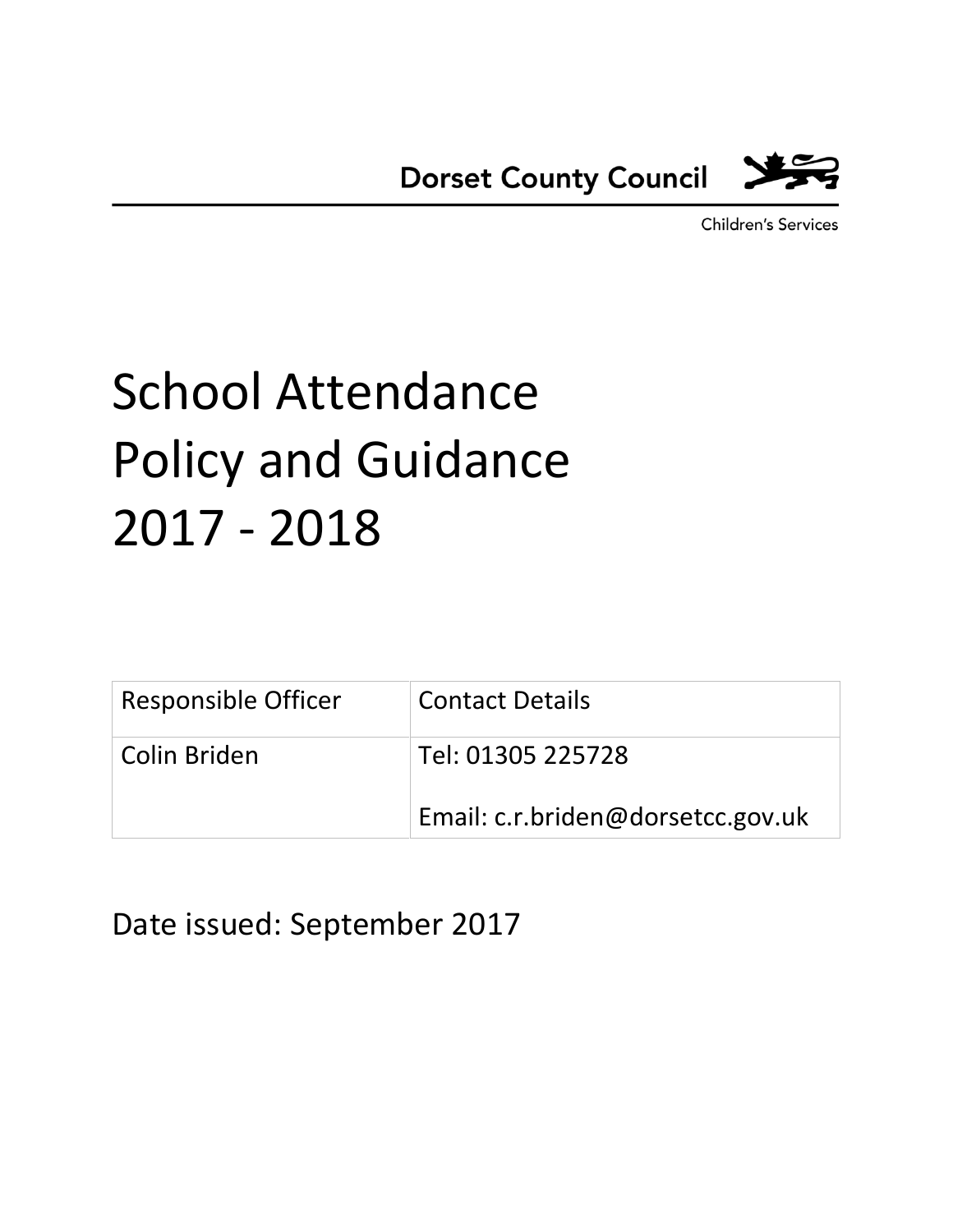Dorset County Council

Children's Services

# School Attendance Policy and Guidance 2017 - 2018

| Responsible Officer | Contact Details |
|---|---|
| Colin Briden | Tel: 01305 225728<br><br>Email: c.r.briden@dorsetcc.gov.uk |

Date issued: September 2017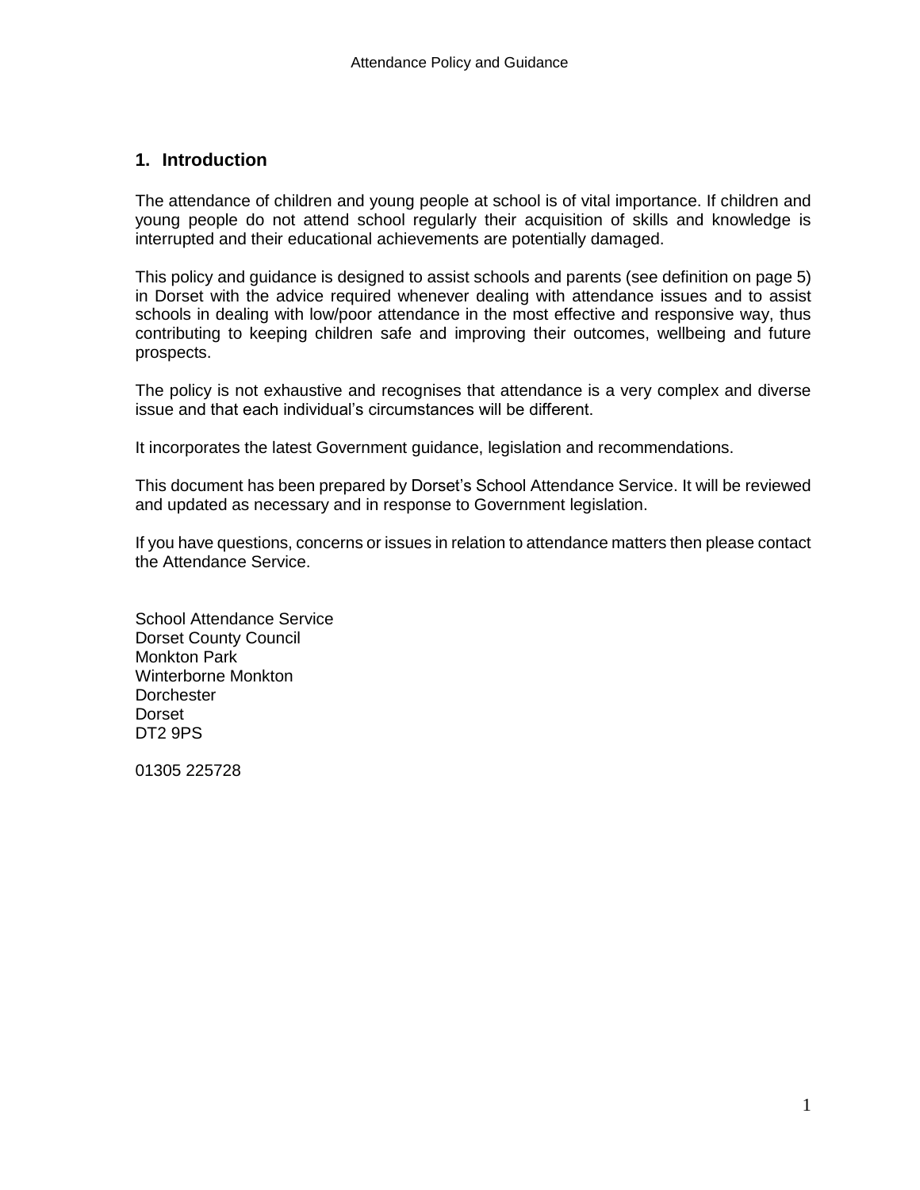## 1. Introduction

The attendance of children and young people at school is of vital importance. If children and young people do not attend school regularly their acquisition of skills and knowledge is interrupted and their educational achievements are potentially damaged.

This policy and guidance is designed to assist schools and parents (see definition on page 5) in Dorset with the advice required whenever dealing with attendance issues and to assist schools in dealing with low/poor attendance in the most effective and responsive way, thus contributing to keeping children safe and improving their outcomes, wellbeing and future prospects.

The policy is not exhaustive and recognises that attendance is a very complex and diverse issue and that each individual's circumstances will be different.

It incorporates the latest Government guidance, legislation and recommendations.

This document has been prepared by Dorset's School Attendance Service. It will be reviewed and updated as necessary and in response to Government legislation.

If you have questions, concerns or issues in relation to attendance matters then please contact the Attendance Service.

School Attendance Service
Dorset County Council
Monkton Park
Winterborne Monkton
Dorchester
Dorset
DT2 9PS

01305 225728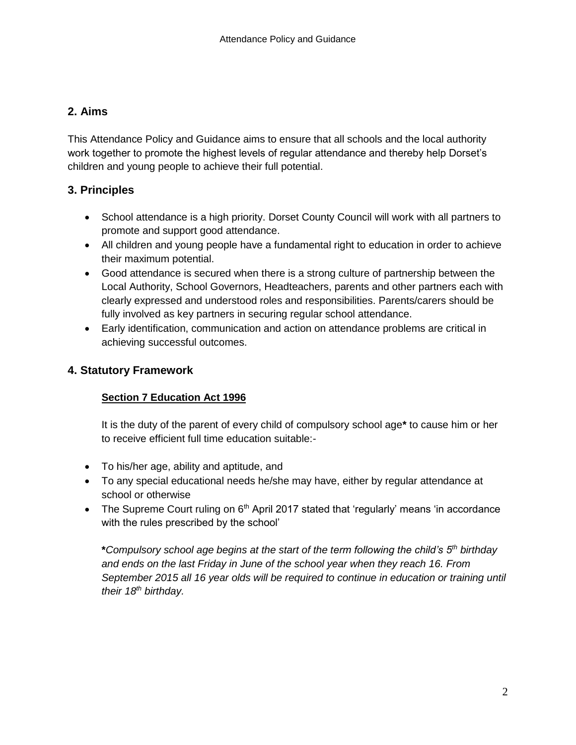## 2. Aims

This Attendance Policy and Guidance aims to ensure that all schools and the local authority work together to promote the highest levels of regular attendance and thereby help Dorset's children and young people to achieve their full potential.

## 3. Principles

- School attendance is a high priority. Dorset County Council will work with all partners to promote and support good attendance.
- All children and young people have a fundamental right to education in order to achieve their maximum potential.
- Good attendance is secured when there is a strong culture of partnership between the Local Authority, School Governors, Headteachers, parents and other partners each with clearly expressed and understood roles and responsibilities. Parents/carers should be fully involved as key partners in securing regular school attendance.
- Early identification, communication and action on attendance problems are critical in achieving successful outcomes.

## 4. Statutory Framework

**Section 7 Education Act 1996**

It is the duty of the parent of every child of compulsory school age**\*** to cause him or her to receive efficient full time education suitable:-

- To his/her age, ability and aptitude, and
- To any special educational needs he/she may have, either by regular attendance at school or otherwise
- The Supreme Court ruling on 6th April 2017 stated that 'regularly' means 'in accordance with the rules prescribed by the school'

**\***_Compulsory school age begins at the start of the term following the child's 5th birthday and ends on the last Friday in June of the school year when they reach 16. From September 2015 all 16 year olds will be required to continue in education or training until their 18th birthday._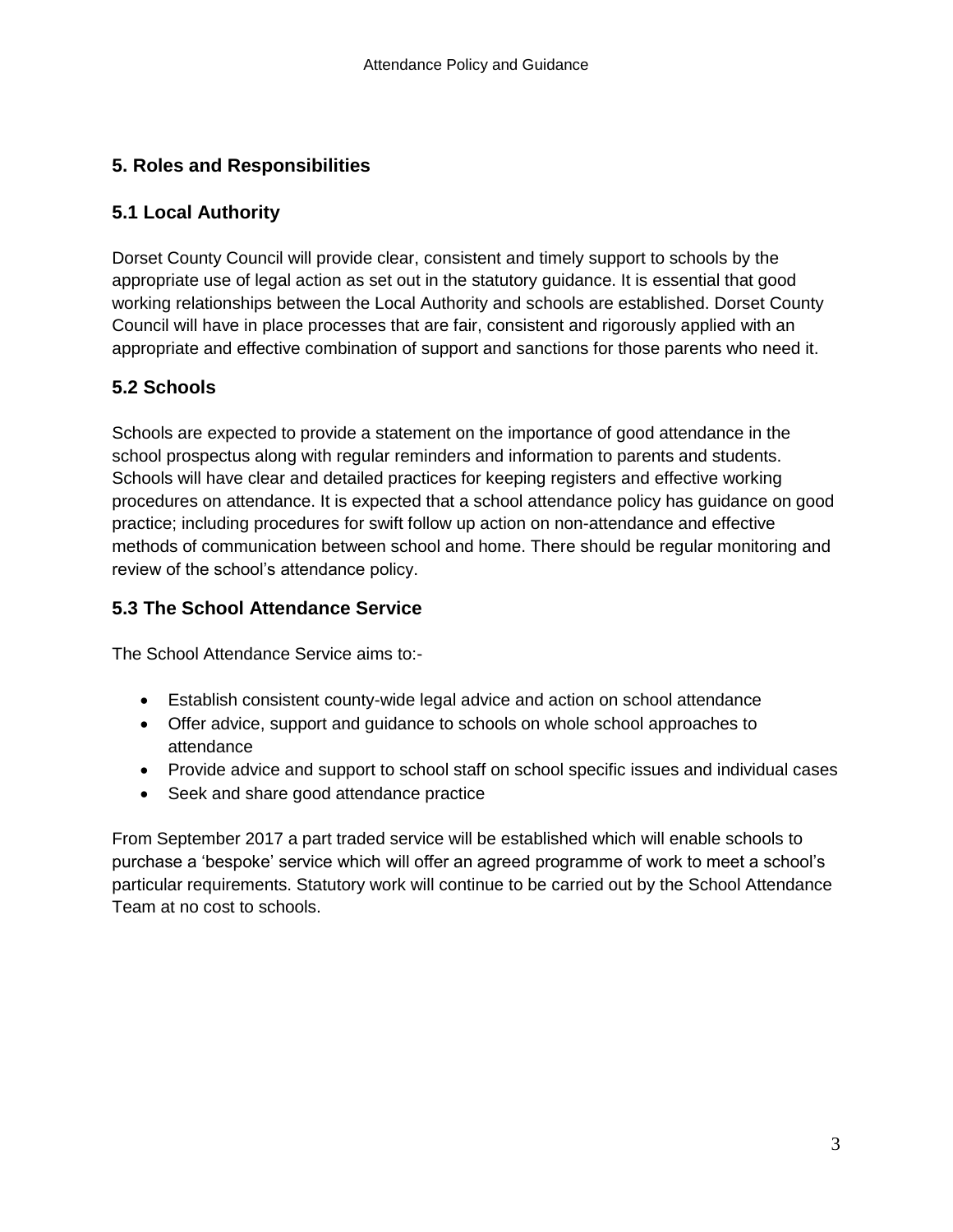## 5. Roles and Responsibilities

### 5.1 Local Authority

Dorset County Council will provide clear, consistent and timely support to schools by the appropriate use of legal action as set out in the statutory guidance. It is essential that good working relationships between the Local Authority and schools are established. Dorset County Council will have in place processes that are fair, consistent and rigorously applied with an appropriate and effective combination of support and sanctions for those parents who need it.

### 5.2 Schools

Schools are expected to provide a statement on the importance of good attendance in the school prospectus along with regular reminders and information to parents and students. Schools will have clear and detailed practices for keeping registers and effective working procedures on attendance. It is expected that a school attendance policy has guidance on good practice; including procedures for swift follow up action on non-attendance and effective methods of communication between school and home. There should be regular monitoring and review of the school's attendance policy.

### 5.3 The School Attendance Service

The School Attendance Service aims to:-

- Establish consistent county-wide legal advice and action on school attendance
- Offer advice, support and guidance to schools on whole school approaches to attendance
- Provide advice and support to school staff on school specific issues and individual cases
- Seek and share good attendance practice

From September 2017 a part traded service will be established which will enable schools to purchase a 'bespoke' service which will offer an agreed programme of work to meet a school's particular requirements. Statutory work will continue to be carried out by the School Attendance Team at no cost to schools.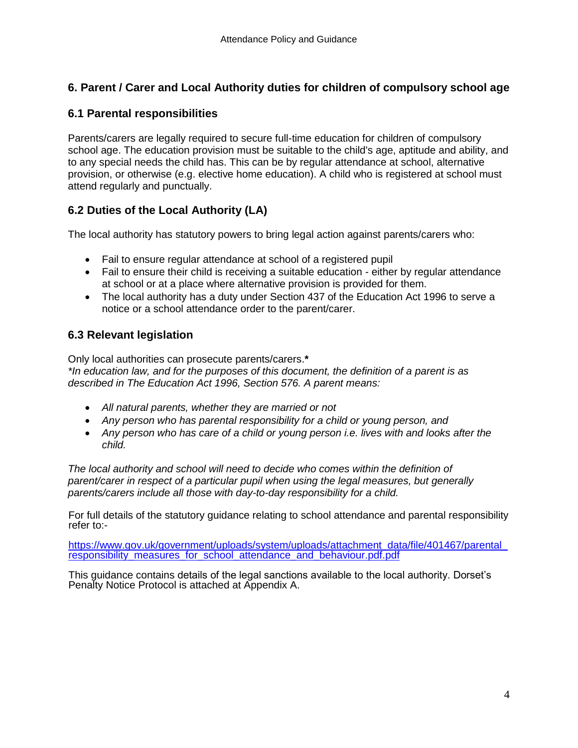## 6. Parent / Carer and Local Authority duties for children of compulsory school age

### 6.1 Parental responsibilities

Parents/carers are legally required to secure full-time education for children of compulsory school age. The education provision must be suitable to the child's age, aptitude and ability, and to any special needs the child has. This can be by regular attendance at school, alternative provision, or otherwise (e.g. elective home education). A child who is registered at school must attend regularly and punctually.

### 6.2 Duties of the Local Authority (LA)

The local authority has statutory powers to bring legal action against parents/carers who:

- Fail to ensure regular attendance at school of a registered pupil
- Fail to ensure their child is receiving a suitable education - either by regular attendance at school or at a place where alternative provision is provided for them.
- The local authority has a duty under Section 437 of the Education Act 1996 to serve a notice or a school attendance order to the parent/carer.

### 6.3 Relevant legislation

Only local authorities can prosecute parents/carers.**\***
*\*In education law, and for the purposes of this document, the definition of a parent is as described in The Education Act 1996, Section 576. A parent means:*

- *All natural parents, whether they are married or not*
- *Any person who has parental responsibility for a child or young person, and*
- *Any person who has care of a child or young person i.e. lives with and looks after the child.*

*The local authority and school will need to decide who comes within the definition of parent/carer in respect of a particular pupil when using the legal measures, but generally parents/carers include all those with day-to-day responsibility for a child.*

For full details of the statutory guidance relating to school attendance and parental responsibility refer to:-

[https://www.gov.uk/government/uploads/system/uploads/attachment_data/file/401467/parental_responsibility_measures_for_school_attendance_and_behaviour.pdf.pdf](https://www.gov.uk/government/uploads/system/uploads/attachment_data/file/401467/parental_responsibility_measures_for_school_attendance_and_behaviour.pdf.pdf)

This guidance contains details of the legal sanctions available to the local authority. Dorset's Penalty Notice Protocol is attached at Appendix A.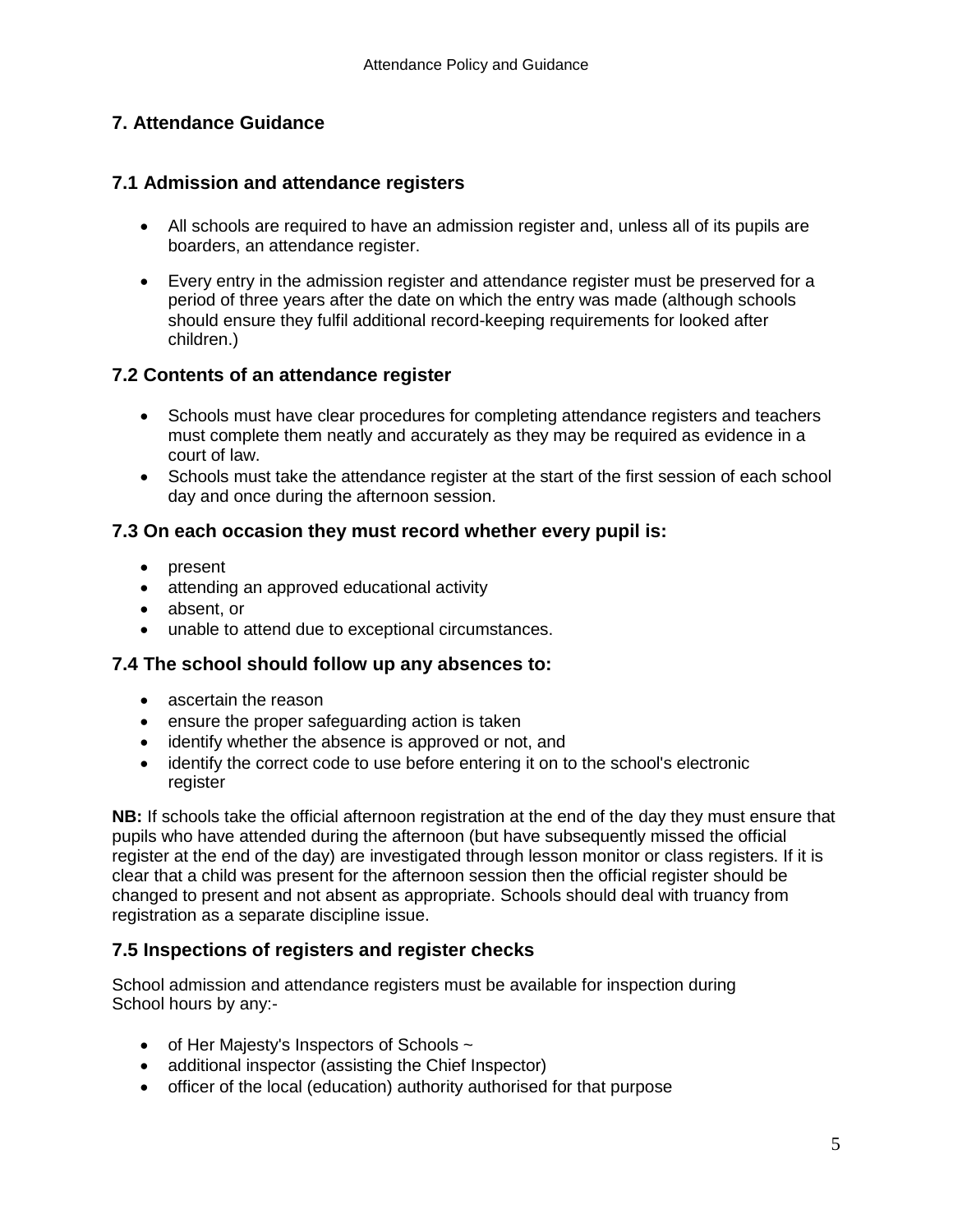## 7. Attendance Guidance

### 7.1 Admission and attendance registers

- All schools are required to have an admission register and, unless all of its pupils are boarders, an attendance register.
- Every entry in the admission register and attendance register must be preserved for a period of three years after the date on which the entry was made (although schools should ensure they fulfil additional record-keeping requirements for looked after children.)

### 7.2 Contents of an attendance register

- Schools must have clear procedures for completing attendance registers and teachers must complete them neatly and accurately as they may be required as evidence in a court of law.
- Schools must take the attendance register at the start of the first session of each school day and once during the afternoon session.

### 7.3 On each occasion they must record whether every pupil is:

- present
- attending an approved educational activity
- absent, or
- unable to attend due to exceptional circumstances.

### 7.4 The school should follow up any absences to:

- ascertain the reason
- ensure the proper safeguarding action is taken
- identify whether the absence is approved or not, and
- identify the correct code to use before entering it on to the school's electronic register

**NB:** If schools take the official afternoon registration at the end of the day they must ensure that pupils who have attended during the afternoon (but have subsequently missed the official register at the end of the day) are investigated through lesson monitor or class registers. If it is clear that a child was present for the afternoon session then the official register should be changed to present and not absent as appropriate. Schools should deal with truancy from registration as a separate discipline issue.

### 7.5 Inspections of registers and register checks

School admission and attendance registers must be available for inspection during School hours by any:-

- of Her Majesty's Inspectors of Schools ~
- additional inspector (assisting the Chief Inspector)
- officer of the local (education) authority authorised for that purpose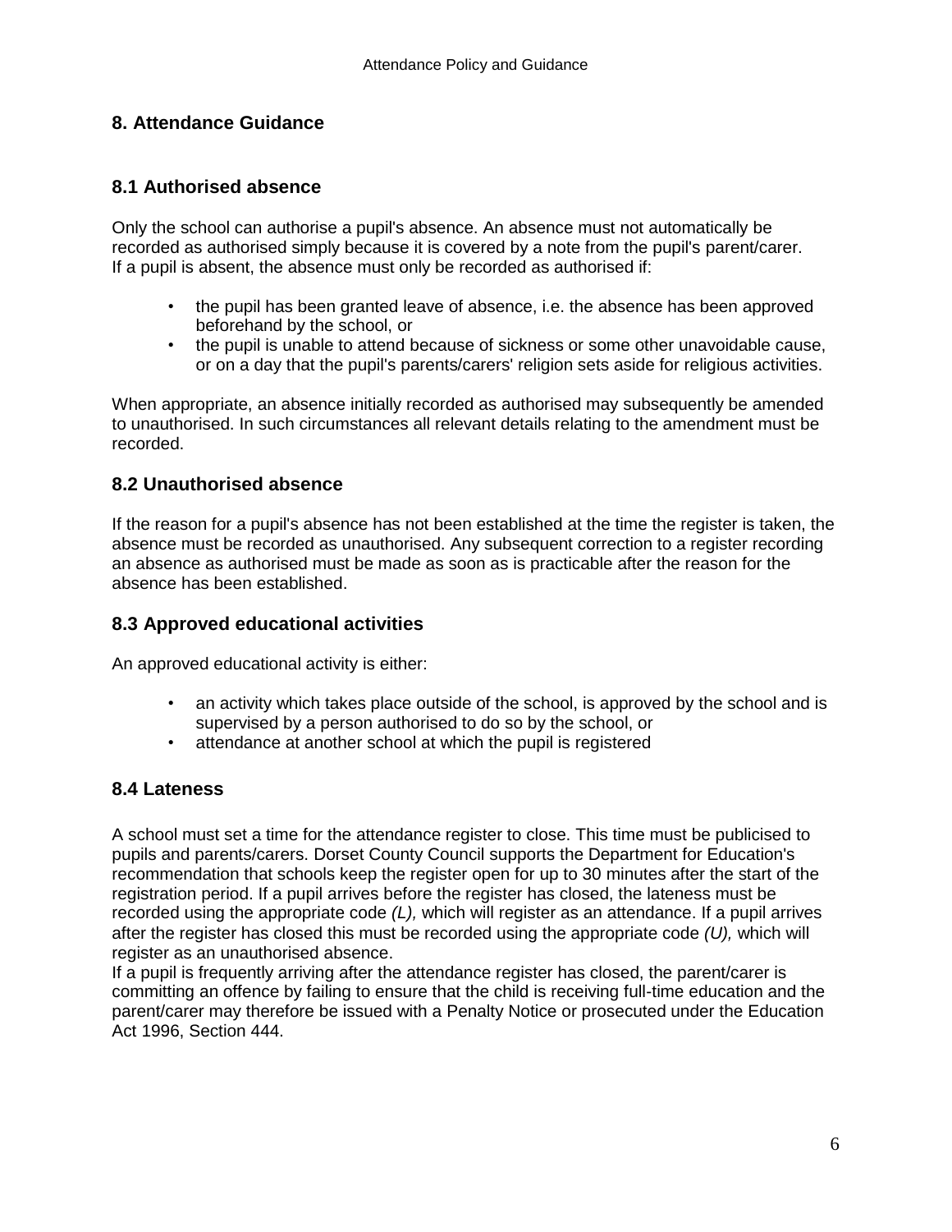## 8. Attendance Guidance

### 8.1 Authorised absence

Only the school can authorise a pupil's absence. An absence must not automatically be recorded as authorised simply because it is covered by a note from the pupil's parent/carer. If a pupil is absent, the absence must only be recorded as authorised if:

- the pupil has been granted leave of absence, i.e. the absence has been approved beforehand by the school, or
- the pupil is unable to attend because of sickness or some other unavoidable cause, or on a day that the pupil's parents/carers' religion sets aside for religious activities.

When appropriate, an absence initially recorded as authorised may subsequently be amended to unauthorised. In such circumstances all relevant details relating to the amendment must be recorded.

### 8.2 Unauthorised absence

If the reason for a pupil's absence has not been established at the time the register is taken, the absence must be recorded as unauthorised. Any subsequent correction to a register recording an absence as authorised must be made as soon as is practicable after the reason for the absence has been established.

### 8.3 Approved educational activities

An approved educational activity is either:

- an activity which takes place outside of the school, is approved by the school and is supervised by a person authorised to do so by the school, or
- attendance at another school at which the pupil is registered

### 8.4 Lateness

A school must set a time for the attendance register to close. This time must be publicised to pupils and parents/carers. Dorset County Council supports the Department for Education's recommendation that schools keep the register open for up to 30 minutes after the start of the registration period. If a pupil arrives before the register has closed, the lateness must be recorded using the appropriate code *(L),* which will register as an attendance. If a pupil arrives after the register has closed this must be recorded using the appropriate code *(U),* which will register as an unauthorised absence.
If a pupil is frequently arriving after the attendance register has closed, the parent/carer is committing an offence by failing to ensure that the child is receiving full-time education and the parent/carer may therefore be issued with a Penalty Notice or prosecuted under the Education Act 1996, Section 444.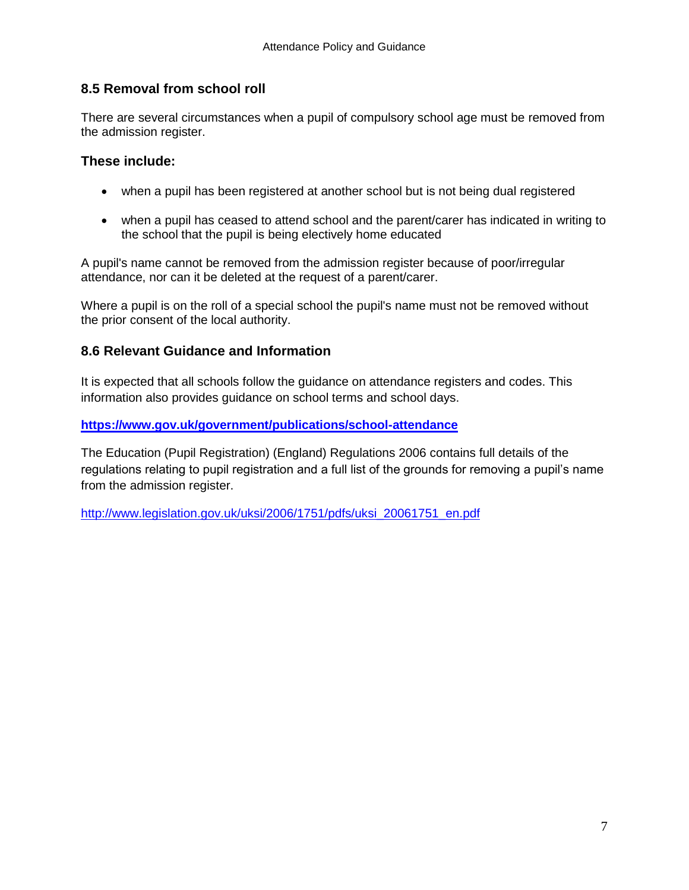## 8.5 Removal from school roll

There are several circumstances when a pupil of compulsory school age must be removed from the admission register.

### These include:

- when a pupil has been registered at another school but is not being dual registered
- when a pupil has ceased to attend school and the parent/carer has indicated in writing to the school that the pupil is being electively home educated

A pupil's name cannot be removed from the admission register because of poor/irregular attendance, nor can it be deleted at the request of a parent/carer.

Where a pupil is on the roll of a special school the pupil's name must not be removed without the prior consent of the local authority.

## 8.6 Relevant Guidance and Information

It is expected that all schools follow the guidance on attendance registers and codes. This information also provides guidance on school terms and school days.

**https://www.gov.uk/government/publications/school-attendance**

The Education (Pupil Registration) (England) Regulations 2006 contains full details of the regulations relating to pupil registration and a full list of the grounds for removing a pupil's name from the admission register.

http://www.legislation.gov.uk/uksi/2006/1751/pdfs/uksi_20061751_en.pdf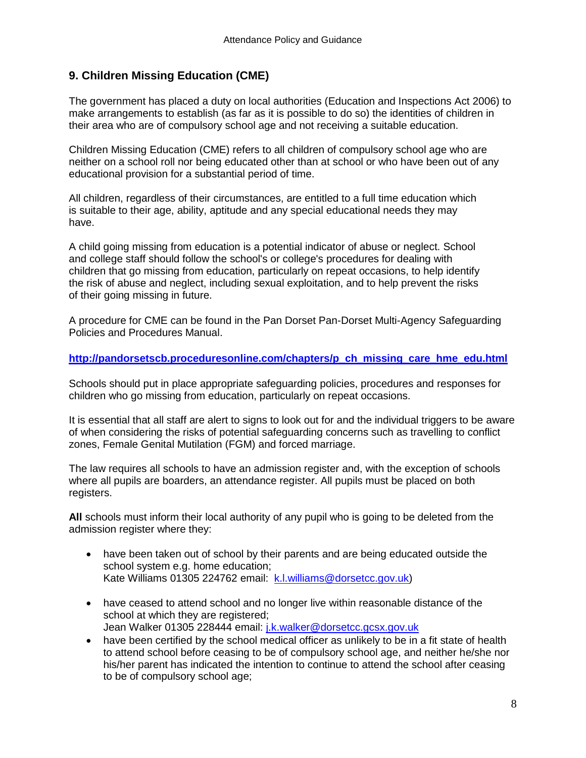## 9. Children Missing Education (CME)

The government has placed a duty on local authorities (Education and Inspections Act 2006) to make arrangements to establish (as far as it is possible to do so) the identities of children in their area who are of compulsory school age and not receiving a suitable education.

Children Missing Education (CME) refers to all children of compulsory school age who are neither on a school roll nor being educated other than at school or who have been out of any educational provision for a substantial period of time.

All children, regardless of their circumstances, are entitled to a full time education which is suitable to their age, ability, aptitude and any special educational needs they may have.

A child going missing from education is a potential indicator of abuse or neglect. School and college staff should follow the school's or college's procedures for dealing with children that go missing from education, particularly on repeat occasions, to help identify the risk of abuse and neglect, including sexual exploitation, and to help prevent the risks of their going missing in future.

A procedure for CME can be found in the Pan Dorset Pan-Dorset Multi-Agency Safeguarding Policies and Procedures Manual.

**http://pandorsetscb.proceduresonline.com/chapters/p_ch_missing_care_hme_edu.html**

Schools should put in place appropriate safeguarding policies, procedures and responses for children who go missing from education, particularly on repeat occasions.

It is essential that all staff are alert to signs to look out for and the individual triggers to be aware of when considering the risks of potential safeguarding concerns such as travelling to conflict zones, Female Genital Mutilation (FGM) and forced marriage.

The law requires all schools to have an admission register and, with the exception of schools where all pupils are boarders, an attendance register. All pupils must be placed on both registers.

**All** schools must inform their local authority of any pupil who is going to be deleted from the admission register where they:

- have been taken out of school by their parents and are being educated outside the school system e.g. home education;
  Kate Williams 01305 224762 email: k.l.williams@dorsetcc.gov.uk)
- have ceased to attend school and no longer live within reasonable distance of the school at which they are registered;
  Jean Walker 01305 228444 email: j.k.walker@dorsetcc.gcsx.gov.uk
- have been certified by the school medical officer as unlikely to be in a fit state of health to attend school before ceasing to be of compulsory school age, and neither he/she nor his/her parent has indicated the intention to continue to attend the school after ceasing to be of compulsory school age;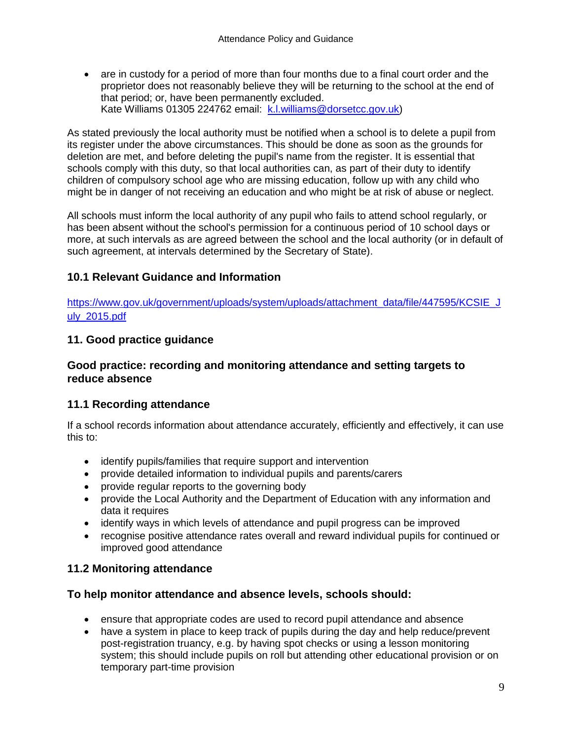- are in custody for a period of more than four months due to a final court order and the proprietor does not reasonably believe they will be returning to the school at the end of that period; or, have been permanently excluded.
  Kate Williams 01305 224762 email: [k.l.williams@dorsetcc.gov.uk](mailto:k.l.williams@dorsetcc.gov.uk))

As stated previously the local authority must be notified when a school is to delete a pupil from its register under the above circumstances. This should be done as soon as the grounds for deletion are met, and before deleting the pupil's name from the register. It is essential that schools comply with this duty, so that local authorities can, as part of their duty to identify children of compulsory school age who are missing education, follow up with any child who might be in danger of not receiving an education and who might be at risk of abuse or neglect.

All schools must inform the local authority of any pupil who fails to attend school regularly, or has been absent without the school's permission for a continuous period of 10 school days or more, at such intervals as are agreed between the school and the local authority (or in default of such agreement, at intervals determined by the Secretary of State).

### 10.1 Relevant Guidance and Information

[https://www.gov.uk/government/uploads/system/uploads/attachment_data/file/447595/KCSIE_July_2015.pdf](https://www.gov.uk/government/uploads/system/uploads/attachment_data/file/447595/KCSIE_July_2015.pdf)

## 11. Good practice guidance

### Good practice: recording and monitoring attendance and setting targets to reduce absence

### 11.1 Recording attendance

If a school records information about attendance accurately, efficiently and effectively, it can use this to:

- identify pupils/families that require support and intervention
- provide detailed information to individual pupils and parents/carers
- provide regular reports to the governing body
- provide the Local Authority and the Department of Education with any information and data it requires
- identify ways in which levels of attendance and pupil progress can be improved
- recognise positive attendance rates overall and reward individual pupils for continued or improved good attendance

### 11.2 Monitoring attendance

### To help monitor attendance and absence levels, schools should:

- ensure that appropriate codes are used to record pupil attendance and absence
- have a system in place to keep track of pupils during the day and help reduce/prevent post-registration truancy, e.g. by having spot checks or using a lesson monitoring system; this should include pupils on roll but attending other educational provision or on temporary part-time provision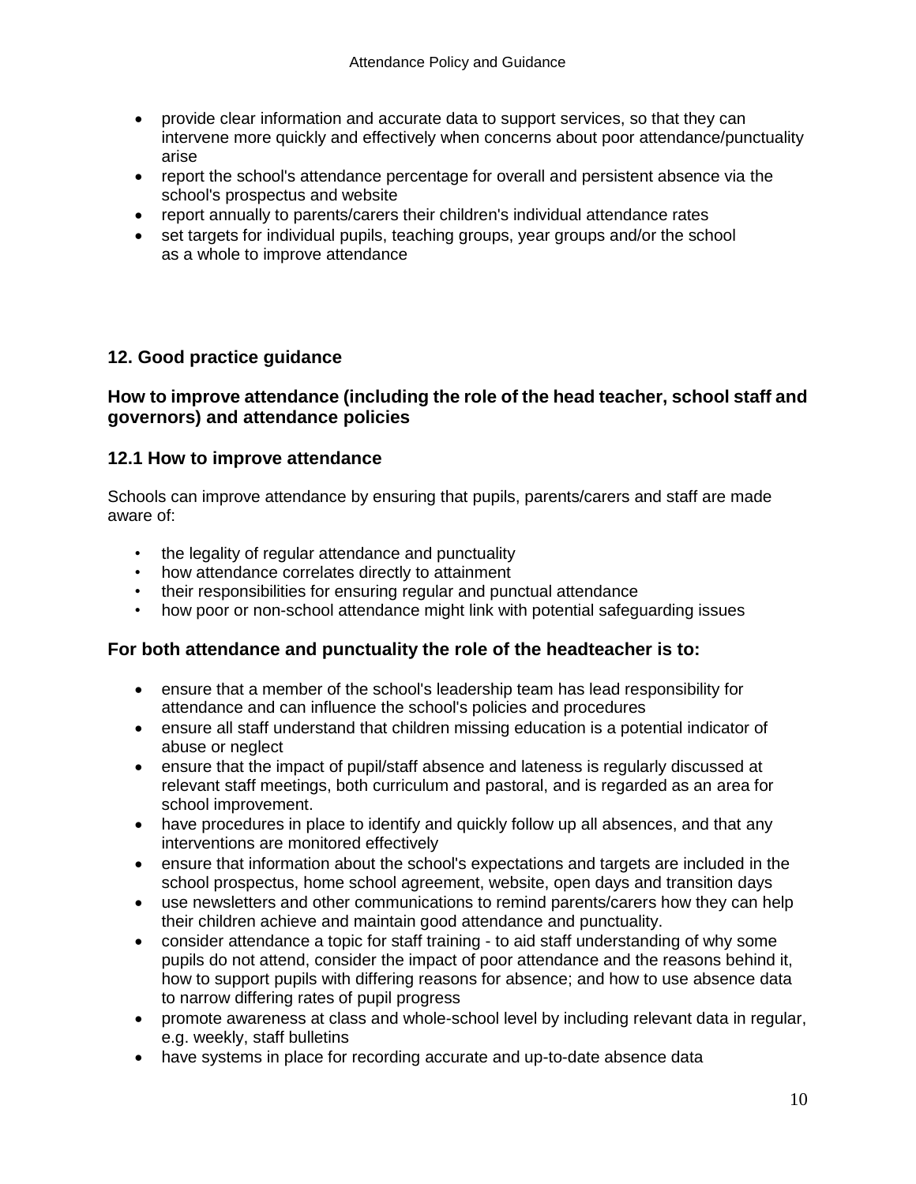- provide clear information and accurate data to support services, so that they can intervene more quickly and effectively when concerns about poor attendance/punctuality arise
- report the school's attendance percentage for overall and persistent absence via the school's prospectus and website
- report annually to parents/carers their children's individual attendance rates
- set targets for individual pupils, teaching groups, year groups and/or the school as a whole to improve attendance

## 12. Good practice guidance

### How to improve attendance (including the role of the head teacher, school staff and governors) and attendance policies

### 12.1 How to improve attendance

Schools can improve attendance by ensuring that pupils, parents/carers and staff are made aware of:

- the legality of regular attendance and punctuality
- how attendance correlates directly to attainment
- their responsibilities for ensuring regular and punctual attendance
- how poor or non-school attendance might link with potential safeguarding issues

### For both attendance and punctuality the role of the headteacher is to:

- ensure that a member of the school's leadership team has lead responsibility for attendance and can influence the school's policies and procedures
- ensure all staff understand that children missing education is a potential indicator of abuse or neglect
- ensure that the impact of pupil/staff absence and lateness is regularly discussed at relevant staff meetings, both curriculum and pastoral, and is regarded as an area for school improvement.
- have procedures in place to identify and quickly follow up all absences, and that any interventions are monitored effectively
- ensure that information about the school's expectations and targets are included in the school prospectus, home school agreement, website, open days and transition days
- use newsletters and other communications to remind parents/carers how they can help their children achieve and maintain good attendance and punctuality.
- consider attendance a topic for staff training - to aid staff understanding of why some pupils do not attend, consider the impact of poor attendance and the reasons behind it, how to support pupils with differing reasons for absence; and how to use absence data to narrow differing rates of pupil progress
- promote awareness at class and whole-school level by including relevant data in regular, e.g. weekly, staff bulletins
- have systems in place for recording accurate and up-to-date absence data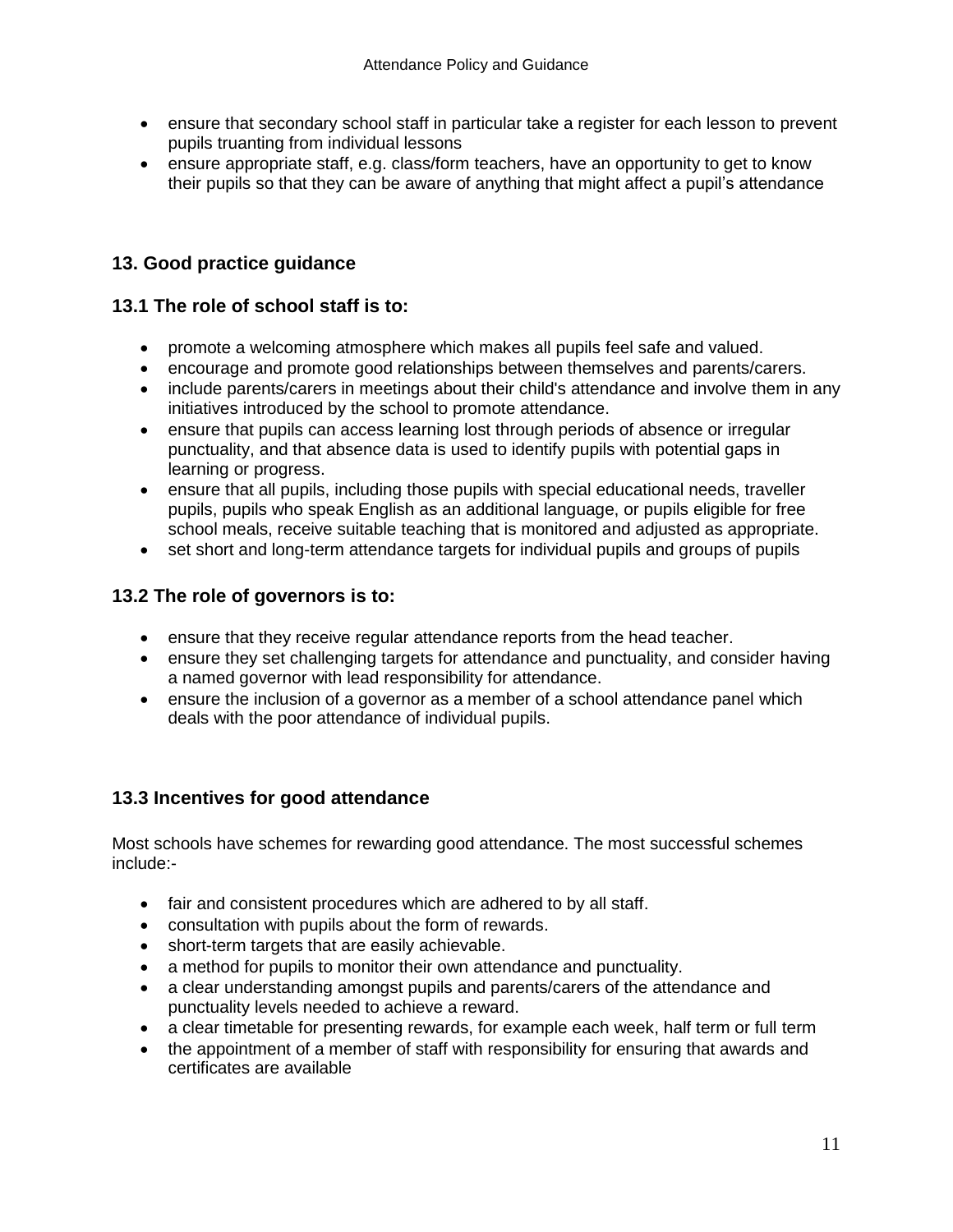- ensure that secondary school staff in particular take a register for each lesson to prevent pupils truanting from individual lessons
- ensure appropriate staff, e.g. class/form teachers, have an opportunity to get to know their pupils so that they can be aware of anything that might affect a pupil's attendance

## 13. Good practice guidance

### 13.1 The role of school staff is to:

- promote a welcoming atmosphere which makes all pupils feel safe and valued.
- encourage and promote good relationships between themselves and parents/carers.
- include parents/carers in meetings about their child's attendance and involve them in any initiatives introduced by the school to promote attendance.
- ensure that pupils can access learning lost through periods of absence or irregular punctuality, and that absence data is used to identify pupils with potential gaps in learning or progress.
- ensure that all pupils, including those pupils with special educational needs, traveller pupils, pupils who speak English as an additional language, or pupils eligible for free school meals, receive suitable teaching that is monitored and adjusted as appropriate.
- set short and long-term attendance targets for individual pupils and groups of pupils

### 13.2 The role of governors is to:

- ensure that they receive regular attendance reports from the head teacher.
- ensure they set challenging targets for attendance and punctuality, and consider having a named governor with lead responsibility for attendance.
- ensure the inclusion of a governor as a member of a school attendance panel which deals with the poor attendance of individual pupils.

### 13.3 Incentives for good attendance

Most schools have schemes for rewarding good attendance. The most successful schemes include:-

- fair and consistent procedures which are adhered to by all staff.
- consultation with pupils about the form of rewards.
- short-term targets that are easily achievable.
- a method for pupils to monitor their own attendance and punctuality.
- a clear understanding amongst pupils and parents/carers of the attendance and punctuality levels needed to achieve a reward.
- a clear timetable for presenting rewards, for example each week, half term or full term
- the appointment of a member of staff with responsibility for ensuring that awards and certificates are available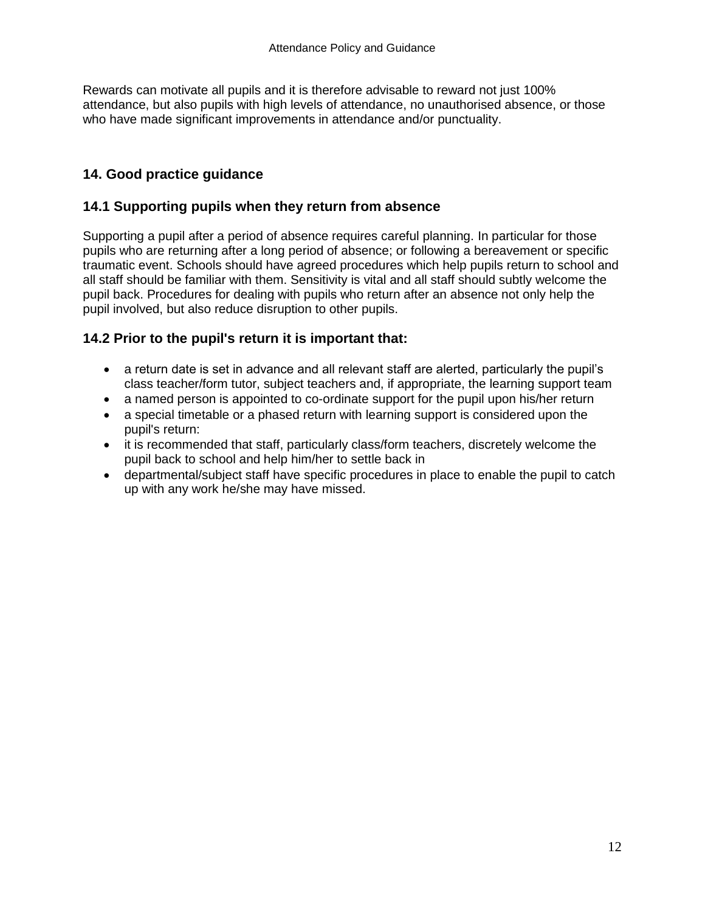Rewards can motivate all pupils and it is therefore advisable to reward not just 100% attendance, but also pupils with high levels of attendance, no unauthorised absence, or those who have made significant improvements in attendance and/or punctuality.

## 14. Good practice guidance

### 14.1 Supporting pupils when they return from absence

Supporting a pupil after a period of absence requires careful planning. In particular for those pupils who are returning after a long period of absence; or following a bereavement or specific traumatic event. Schools should have agreed procedures which help pupils return to school and all staff should be familiar with them. Sensitivity is vital and all staff should subtly welcome the pupil back. Procedures for dealing with pupils who return after an absence not only help the pupil involved, but also reduce disruption to other pupils.

### 14.2 Prior to the pupil's return it is important that:

- a return date is set in advance and all relevant staff are alerted, particularly the pupil's class teacher/form tutor, subject teachers and, if appropriate, the learning support team
- a named person is appointed to co-ordinate support for the pupil upon his/her return
- a special timetable or a phased return with learning support is considered upon the pupil's return:
- it is recommended that staff, particularly class/form teachers, discretely welcome the pupil back to school and help him/her to settle back in
- departmental/subject staff have specific procedures in place to enable the pupil to catch up with any work he/she may have missed.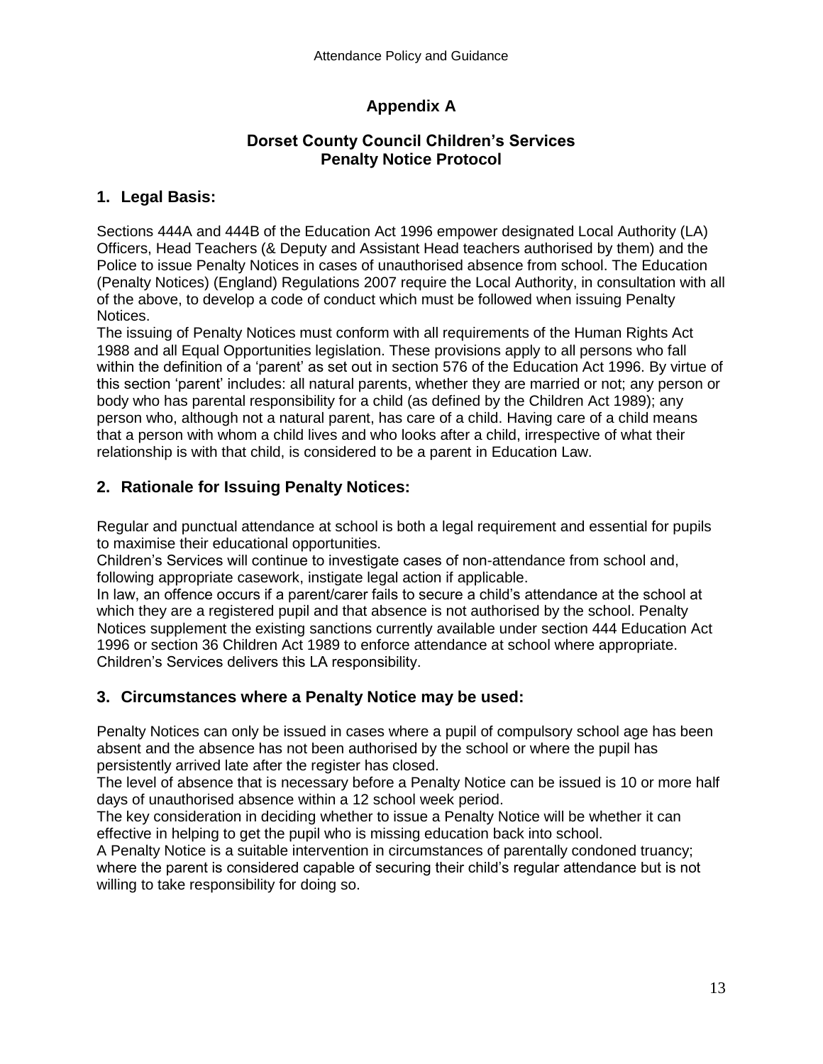# Appendix A

## Dorset County Council Children's Services
## Penalty Notice Protocol

### 1. Legal Basis:

Sections 444A and 444B of the Education Act 1996 empower designated Local Authority (LA) Officers, Head Teachers (& Deputy and Assistant Head teachers authorised by them) and the Police to issue Penalty Notices in cases of unauthorised absence from school. The Education (Penalty Notices) (England) Regulations 2007 require the Local Authority, in consultation with all of the above, to develop a code of conduct which must be followed when issuing Penalty Notices.

The issuing of Penalty Notices must conform with all requirements of the Human Rights Act 1988 and all Equal Opportunities legislation. These provisions apply to all persons who fall within the definition of a 'parent' as set out in section 576 of the Education Act 1996. By virtue of this section 'parent' includes: all natural parents, whether they are married or not; any person or body who has parental responsibility for a child (as defined by the Children Act 1989); any person who, although not a natural parent, has care of a child. Having care of a child means that a person with whom a child lives and who looks after a child, irrespective of what their relationship is with that child, is considered to be a parent in Education Law.

### 2. Rationale for Issuing Penalty Notices:

Regular and punctual attendance at school is both a legal requirement and essential for pupils to maximise their educational opportunities.

Children's Services will continue to investigate cases of non-attendance from school and, following appropriate casework, instigate legal action if applicable.

In law, an offence occurs if a parent/carer fails to secure a child's attendance at the school at which they are a registered pupil and that absence is not authorised by the school. Penalty Notices supplement the existing sanctions currently available under section 444 Education Act 1996 or section 36 Children Act 1989 to enforce attendance at school where appropriate. Children's Services delivers this LA responsibility.

### 3. Circumstances where a Penalty Notice may be used:

Penalty Notices can only be issued in cases where a pupil of compulsory school age has been absent and the absence has not been authorised by the school or where the pupil has persistently arrived late after the register has closed.

The level of absence that is necessary before a Penalty Notice can be issued is 10 or more half days of unauthorised absence within a 12 school week period.

The key consideration in deciding whether to issue a Penalty Notice will be whether it can effective in helping to get the pupil who is missing education back into school.

A Penalty Notice is a suitable intervention in circumstances of parentally condoned truancy; where the parent is considered capable of securing their child's regular attendance but is not willing to take responsibility for doing so.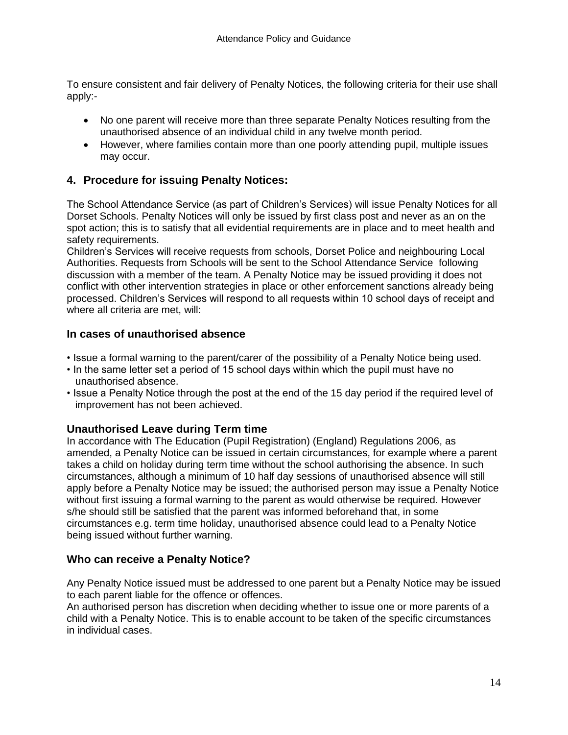To ensure consistent and fair delivery of Penalty Notices, the following criteria for their use shall apply:-

- No one parent will receive more than three separate Penalty Notices resulting from the unauthorised absence of an individual child in any twelve month period.
- However, where families contain more than one poorly attending pupil, multiple issues may occur.

## 4. Procedure for issuing Penalty Notices:

The School Attendance Service (as part of Children's Services) will issue Penalty Notices for all Dorset Schools. Penalty Notices will only be issued by first class post and never as an on the spot action; this is to satisfy that all evidential requirements are in place and to meet health and safety requirements.
Children's Services will receive requests from schools, Dorset Police and neighbouring Local Authorities. Requests from Schools will be sent to the School Attendance Service following discussion with a member of the team. A Penalty Notice may be issued providing it does not conflict with other intervention strategies in place or other enforcement sanctions already being processed. Children's Services will respond to all requests within 10 school days of receipt and where all criteria are met, will:

### In cases of unauthorised absence

- Issue a formal warning to the parent/carer of the possibility of a Penalty Notice being used.
- In the same letter set a period of 15 school days within which the pupil must have no unauthorised absence.
- Issue a Penalty Notice through the post at the end of the 15 day period if the required level of improvement has not been achieved.

### Unauthorised Leave during Term time

In accordance with The Education (Pupil Registration) (England) Regulations 2006, as amended, a Penalty Notice can be issued in certain circumstances, for example where a parent takes a child on holiday during term time without the school authorising the absence. In such circumstances, although a minimum of 10 half day sessions of unauthorised absence will still apply before a Penalty Notice may be issued; the authorised person may issue a Penalty Notice without first issuing a formal warning to the parent as would otherwise be required. However s/he should still be satisfied that the parent was informed beforehand that, in some circumstances e.g. term time holiday, unauthorised absence could lead to a Penalty Notice being issued without further warning.

### Who can receive a Penalty Notice?

Any Penalty Notice issued must be addressed to one parent but a Penalty Notice may be issued to each parent liable for the offence or offences.
An authorised person has discretion when deciding whether to issue one or more parents of a child with a Penalty Notice. This is to enable account to be taken of the specific circumstances in individual cases.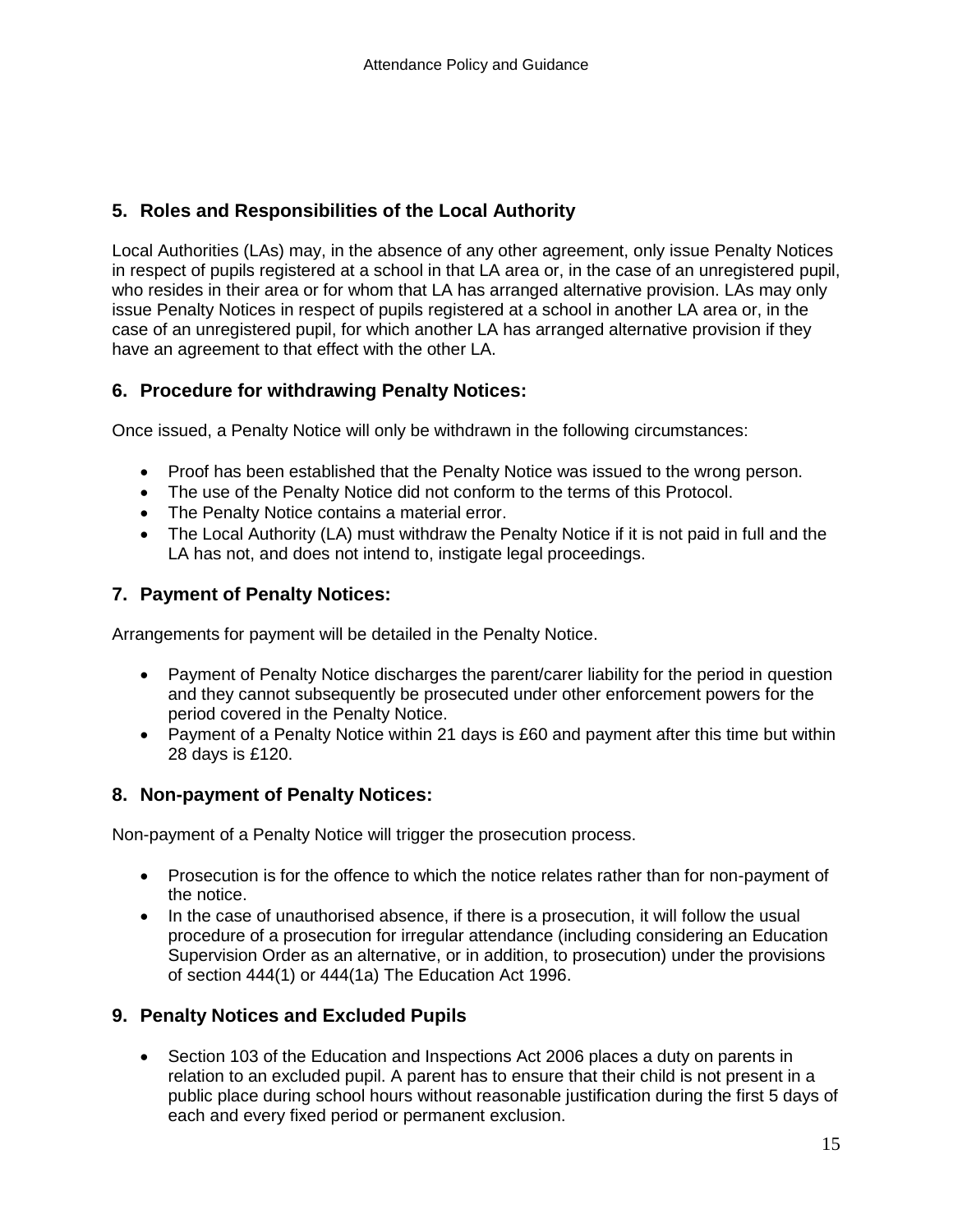## 5. Roles and Responsibilities of the Local Authority

Local Authorities (LAs) may, in the absence of any other agreement, only issue Penalty Notices in respect of pupils registered at a school in that LA area or, in the case of an unregistered pupil, who resides in their area or for whom that LA has arranged alternative provision. LAs may only issue Penalty Notices in respect of pupils registered at a school in another LA area or, in the case of an unregistered pupil, for which another LA has arranged alternative provision if they have an agreement to that effect with the other LA.

## 6. Procedure for withdrawing Penalty Notices:

Once issued, a Penalty Notice will only be withdrawn in the following circumstances:

- Proof has been established that the Penalty Notice was issued to the wrong person.
- The use of the Penalty Notice did not conform to the terms of this Protocol.
- The Penalty Notice contains a material error.
- The Local Authority (LA) must withdraw the Penalty Notice if it is not paid in full and the LA has not, and does not intend to, instigate legal proceedings.

## 7. Payment of Penalty Notices:

Arrangements for payment will be detailed in the Penalty Notice.

- Payment of Penalty Notice discharges the parent/carer liability for the period in question and they cannot subsequently be prosecuted under other enforcement powers for the period covered in the Penalty Notice.
- Payment of a Penalty Notice within 21 days is £60 and payment after this time but within 28 days is £120.

## 8. Non-payment of Penalty Notices:

Non-payment of a Penalty Notice will trigger the prosecution process.

- Prosecution is for the offence to which the notice relates rather than for non-payment of the notice.
- In the case of unauthorised absence, if there is a prosecution, it will follow the usual procedure of a prosecution for irregular attendance (including considering an Education Supervision Order as an alternative, or in addition, to prosecution) under the provisions of section 444(1) or 444(1a) The Education Act 1996.

## 9. Penalty Notices and Excluded Pupils

- Section 103 of the Education and Inspections Act 2006 places a duty on parents in relation to an excluded pupil. A parent has to ensure that their child is not present in a public place during school hours without reasonable justification during the first 5 days of each and every fixed period or permanent exclusion.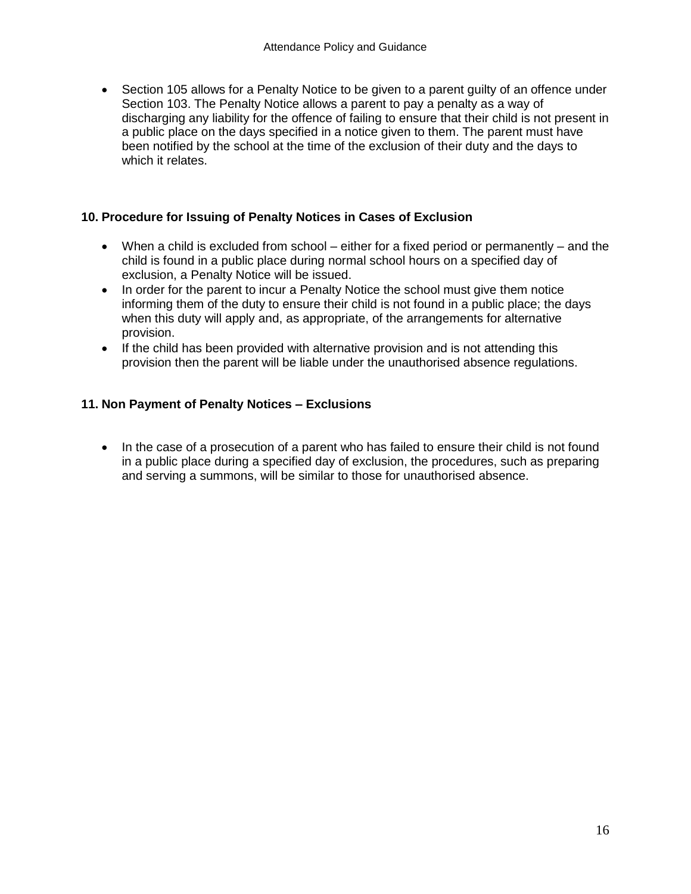- Section 105 allows for a Penalty Notice to be given to a parent guilty of an offence under Section 103. The Penalty Notice allows a parent to pay a penalty as a way of discharging any liability for the offence of failing to ensure that their child is not present in a public place on the days specified in a notice given to them. The parent must have been notified by the school at the time of the exclusion of their duty and the days to which it relates.

### 10. Procedure for Issuing of Penalty Notices in Cases of Exclusion

- When a child is excluded from school – either for a fixed period or permanently – and the child is found in a public place during normal school hours on a specified day of exclusion, a Penalty Notice will be issued.
- In order for the parent to incur a Penalty Notice the school must give them notice informing them of the duty to ensure their child is not found in a public place; the days when this duty will apply and, as appropriate, of the arrangements for alternative provision.
- If the child has been provided with alternative provision and is not attending this provision then the parent will be liable under the unauthorised absence regulations.

### 11. Non Payment of Penalty Notices – Exclusions

- In the case of a prosecution of a parent who has failed to ensure their child is not found in a public place during a specified day of exclusion, the procedures, such as preparing and serving a summons, will be similar to those for unauthorised absence.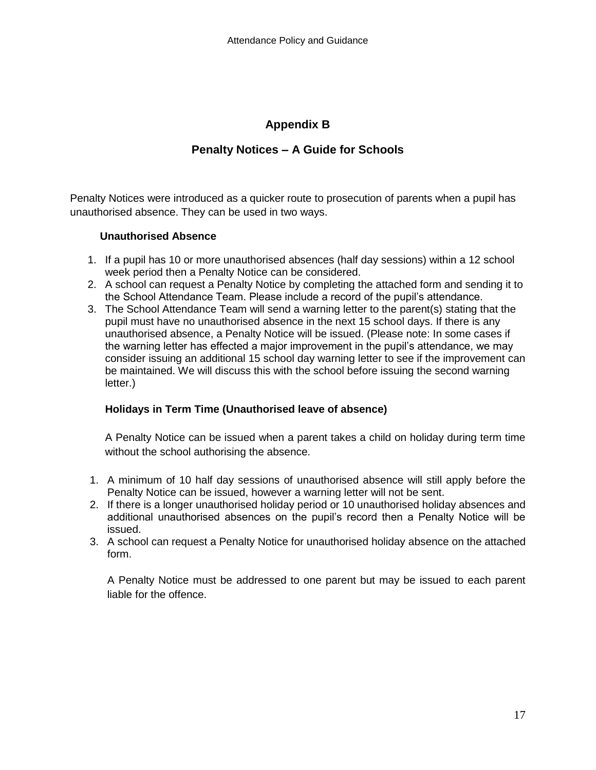# Appendix B

## Penalty Notices – A Guide for Schools

Penalty Notices were introduced as a quicker route to prosecution of parents when a pupil has unauthorised absence. They can be used in two ways.

### Unauthorised Absence

1. If a pupil has 10 or more unauthorised absences (half day sessions) within a 12 school week period then a Penalty Notice can be considered.
2. A school can request a Penalty Notice by completing the attached form and sending it to the School Attendance Team. Please include a record of the pupil's attendance.
3. The School Attendance Team will send a warning letter to the parent(s) stating that the pupil must have no unauthorised absence in the next 15 school days. If there is any unauthorised absence, a Penalty Notice will be issued. (Please note: In some cases if the warning letter has effected a major improvement in the pupil's attendance, we may consider issuing an additional 15 school day warning letter to see if the improvement can be maintained. We will discuss this with the school before issuing the second warning letter.)

### Holidays in Term Time (Unauthorised leave of absence)

A Penalty Notice can be issued when a parent takes a child on holiday during term time without the school authorising the absence.

1. A minimum of 10 half day sessions of unauthorised absence will still apply before the Penalty Notice can be issued, however a warning letter will not be sent.
2. If there is a longer unauthorised holiday period or 10 unauthorised holiday absences and additional unauthorised absences on the pupil's record then a Penalty Notice will be issued.
3. A school can request a Penalty Notice for unauthorised holiday absence on the attached form.

A Penalty Notice must be addressed to one parent but may be issued to each parent liable for the offence.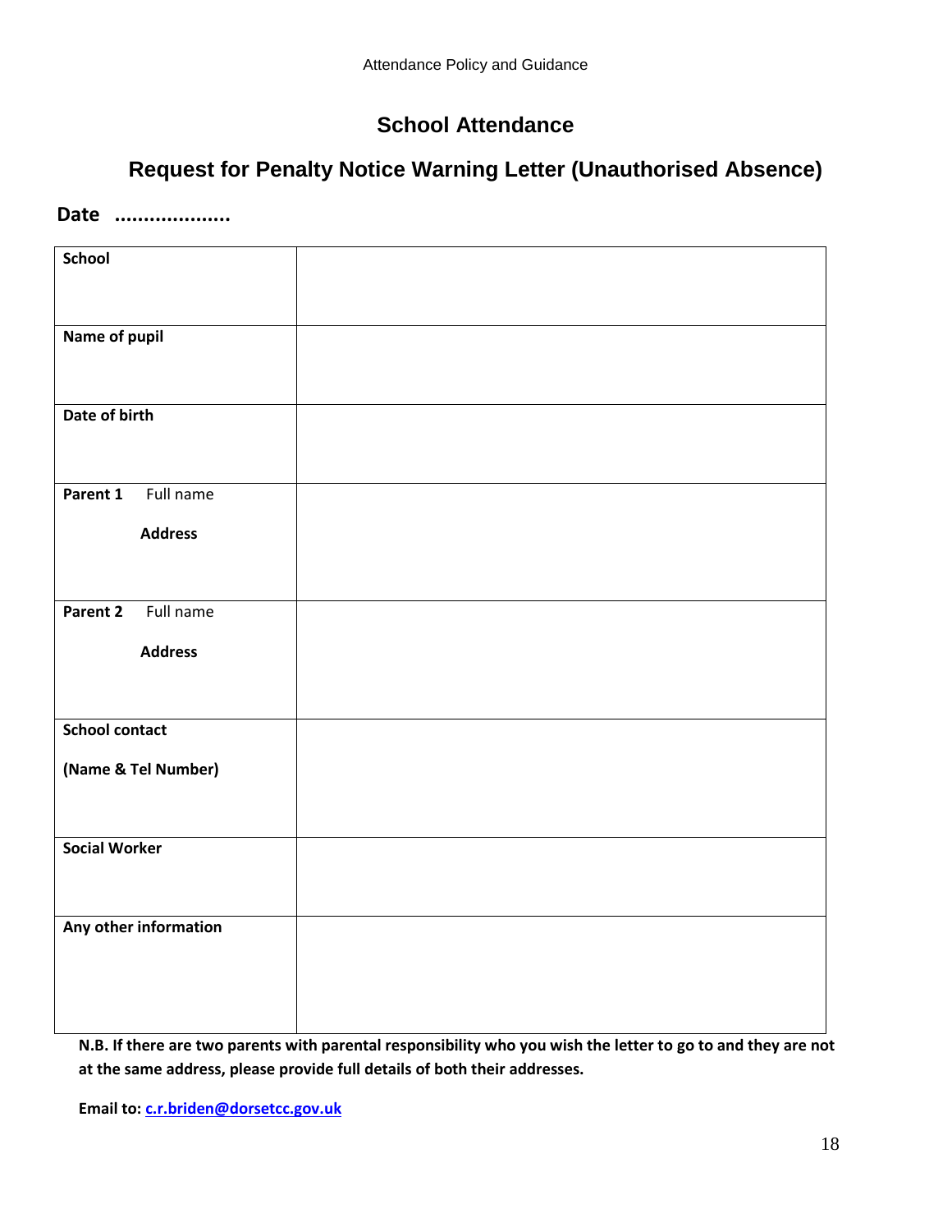## School Attendance

## Request for Penalty Notice Warning Letter (Unauthorised Absence)

**Date ....................**

| **School** | |
|---|---|
| **Name of pupil** | |
| **Date of birth** | |
| **Parent 1** Full name<br><br>**Address** | |
| **Parent 2** Full name<br><br>**Address** | |
| **School contact**<br><br>**(Name & Tel Number)** | |
| **Social Worker** | |
| **Any other information** | |

**N.B. If there are two parents with parental responsibility who you wish the letter to go to and they are not at the same address, please provide full details of both their addresses.**

**Email to: c.r.briden@dorsetcc.gov.uk**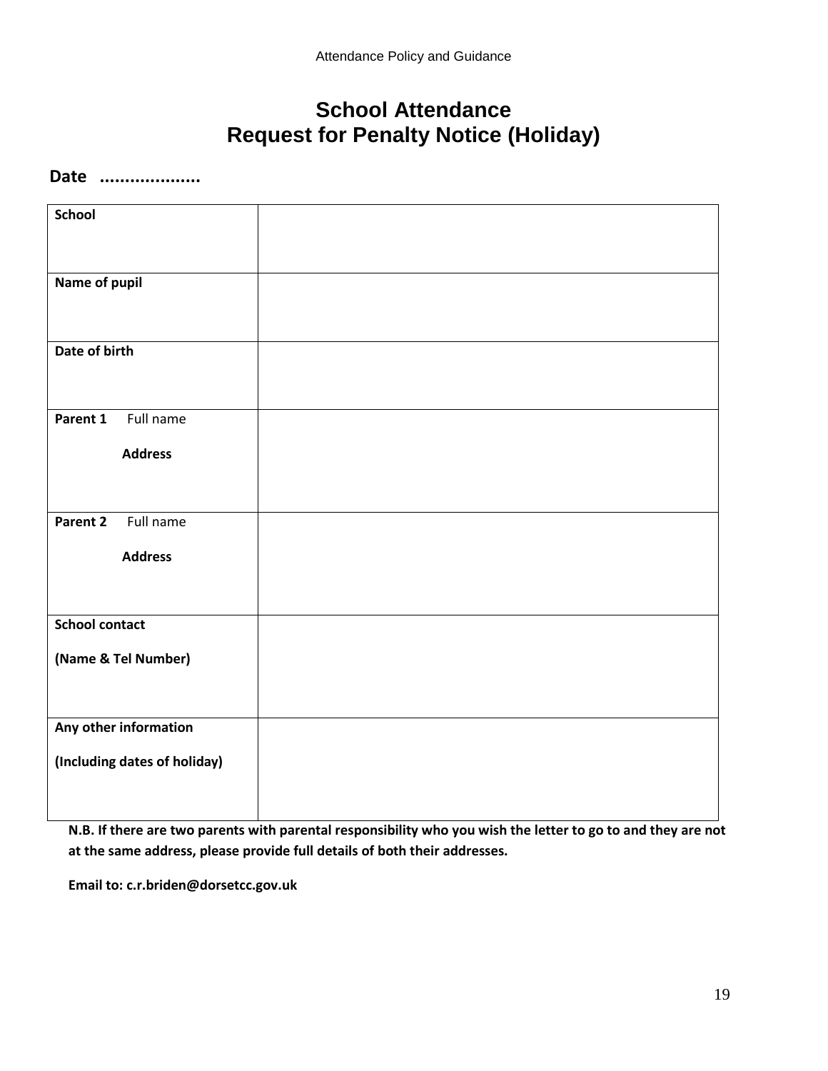# School Attendance
# Request for Penalty Notice (Holiday)

**Date ....................**

| | |
|---|---|
| **School** | |
| **Name of pupil** | |
| **Date of birth** | |
| **Parent 1** Full name<br><br>**Address** | |
| **Parent 2** Full name<br><br>**Address** | |
| **School contact**<br><br>**(Name & Tel Number)** | |
| **Any other information**<br><br>**(Including dates of holiday)** | |

**N.B. If there are two parents with parental responsibility who you wish the letter to go to and they are not at the same address, please provide full details of both their addresses.**

**Email to: c.r.briden@dorsetcc.gov.uk**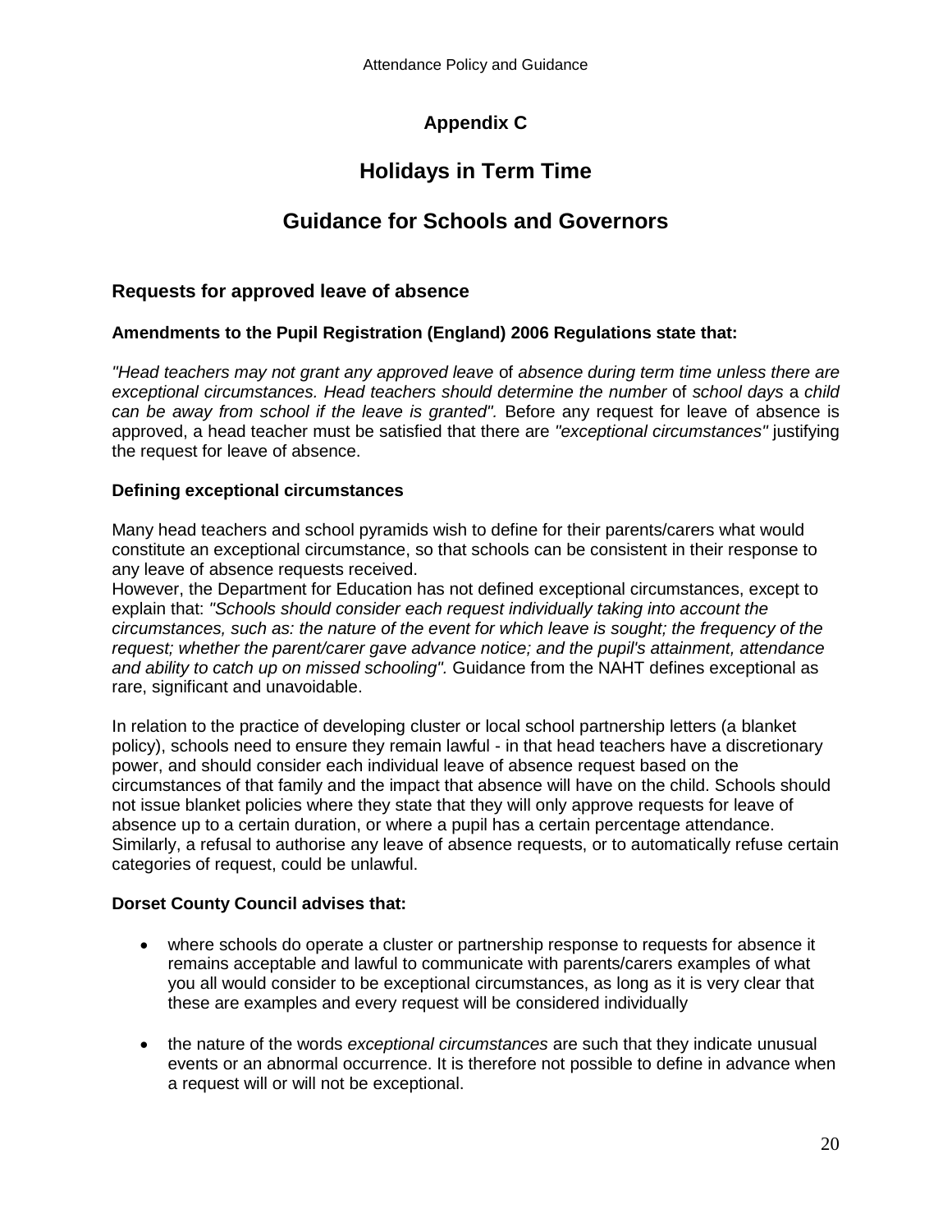## Appendix C

# Holidays in Term Time

# Guidance for Schools and Governors

### Requests for approved leave of absence

**Amendments to the Pupil Registration (England) 2006 Regulations state that:**

*"Head teachers may not grant any approved leave* of *absence during term time unless there are exceptional circumstances. Head teachers should determine the number* of *school days* a *child can be away from school if the leave is granted".* Before any request for leave of absence is approved, a head teacher must be satisfied that there are *"exceptional circumstances"* justifying the request for leave of absence.

**Defining exceptional circumstances**

Many head teachers and school pyramids wish to define for their parents/carers what would constitute an exceptional circumstance, so that schools can be consistent in their response to any leave of absence requests received.

However, the Department for Education has not defined exceptional circumstances, except to explain that: *"Schools should consider each request individually taking into account the circumstances, such as: the nature of the event for which leave is sought; the frequency of the request; whether the parent/carer gave advance notice; and the pupil's attainment, attendance and ability to catch up on missed schooling".* Guidance from the NAHT defines exceptional as rare, significant and unavoidable.

In relation to the practice of developing cluster or local school partnership letters (a blanket policy), schools need to ensure they remain lawful - in that head teachers have a discretionary power, and should consider each individual leave of absence request based on the circumstances of that family and the impact that absence will have on the child. Schools should not issue blanket policies where they state that they will only approve requests for leave of absence up to a certain duration, or where a pupil has a certain percentage attendance. Similarly, a refusal to authorise any leave of absence requests, or to automatically refuse certain categories of request, could be unlawful.

**Dorset County Council advises that:**

- where schools do operate a cluster or partnership response to requests for absence it remains acceptable and lawful to communicate with parents/carers examples of what you all would consider to be exceptional circumstances, as long as it is very clear that these are examples and every request will be considered individually

- the nature of the words *exceptional circumstances* are such that they indicate unusual events or an abnormal occurrence. It is therefore not possible to define in advance when a request will or will not be exceptional.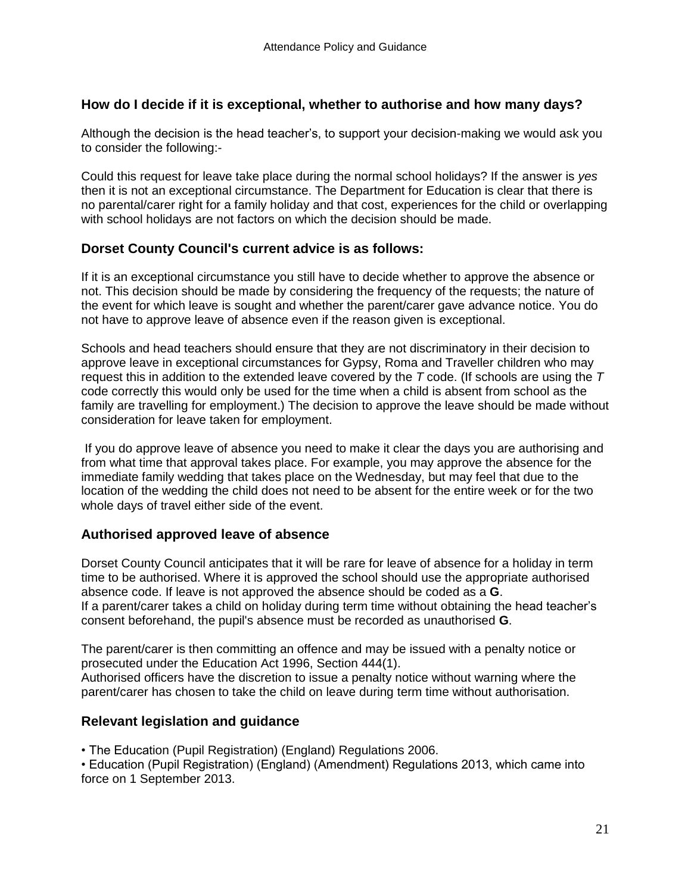## How do I decide if it is exceptional, whether to authorise and how many days?

Although the decision is the head teacher's, to support your decision-making we would ask you to consider the following:-

Could this request for leave take place during the normal school holidays? If the answer is *yes* then it is not an exceptional circumstance. The Department for Education is clear that there is no parental/carer right for a family holiday and that cost, experiences for the child or overlapping with school holidays are not factors on which the decision should be made.

## Dorset County Council's current advice is as follows:

If it is an exceptional circumstance you still have to decide whether to approve the absence or not. This decision should be made by considering the frequency of the requests; the nature of the event for which leave is sought and whether the parent/carer gave advance notice. You do not have to approve leave of absence even if the reason given is exceptional.

Schools and head teachers should ensure that they are not discriminatory in their decision to approve leave in exceptional circumstances for Gypsy, Roma and Traveller children who may request this in addition to the extended leave covered by the *T* code. (If schools are using the *T* code correctly this would only be used for the time when a child is absent from school as the family are travelling for employment.) The decision to approve the leave should be made without consideration for leave taken for employment.

If you do approve leave of absence you need to make it clear the days you are authorising and from what time that approval takes place. For example, you may approve the absence for the immediate family wedding that takes place on the Wednesday, but may feel that due to the location of the wedding the child does not need to be absent for the entire week or for the two whole days of travel either side of the event.

## Authorised approved leave of absence

Dorset County Council anticipates that it will be rare for leave of absence for a holiday in term time to be authorised. Where it is approved the school should use the appropriate authorised absence code. If leave is not approved the absence should be coded as a **G**.
If a parent/carer takes a child on holiday during term time without obtaining the head teacher's consent beforehand, the pupil's absence must be recorded as unauthorised **G**.

The parent/carer is then committing an offence and may be issued with a penalty notice or prosecuted under the Education Act 1996, Section 444(1).
Authorised officers have the discretion to issue a penalty notice without warning where the parent/carer has chosen to take the child on leave during term time without authorisation.

## Relevant legislation and guidance

- The Education (Pupil Registration) (England) Regulations 2006.
- Education (Pupil Registration) (England) (Amendment) Regulations 2013, which came into force on 1 September 2013.